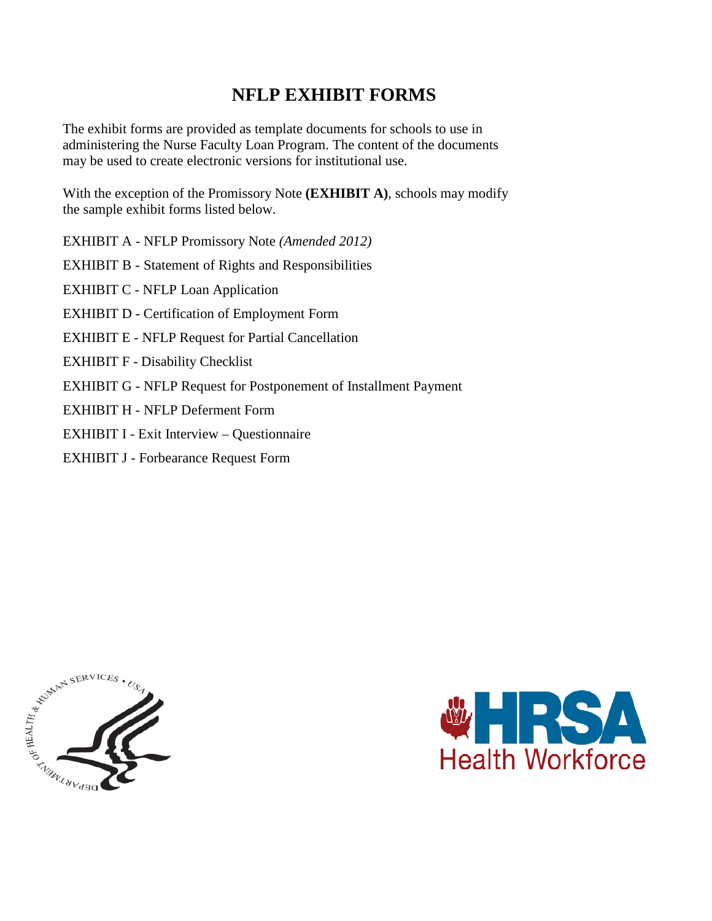# NFLP EXHIBIT FORMS

The exhibit forms are provided as template documents for schools to use in administering the Nurse Faculty Loan Program. The content of the documents may be used to create electronic versions for institutional use.

With the exception of the Promissory Note **(EXHIBIT A)**, schools may modify the sample exhibit forms listed below.

EXHIBIT A - NFLP Promissory Note *(Amended 2012)*

EXHIBIT B - Statement of Rights and Responsibilities

EXHIBIT C - NFLP Loan Application

EXHIBIT D - Certification of Employment Form

EXHIBIT E - NFLP Request for Partial Cancellation

EXHIBIT F - Disability Checklist

EXHIBIT G - NFLP Request for Postponement of Installment Payment

EXHIBIT H - NFLP Deferment Form

EXHIBIT I - Exit Interview – Questionnaire

EXHIBIT J - Forbearance Request Form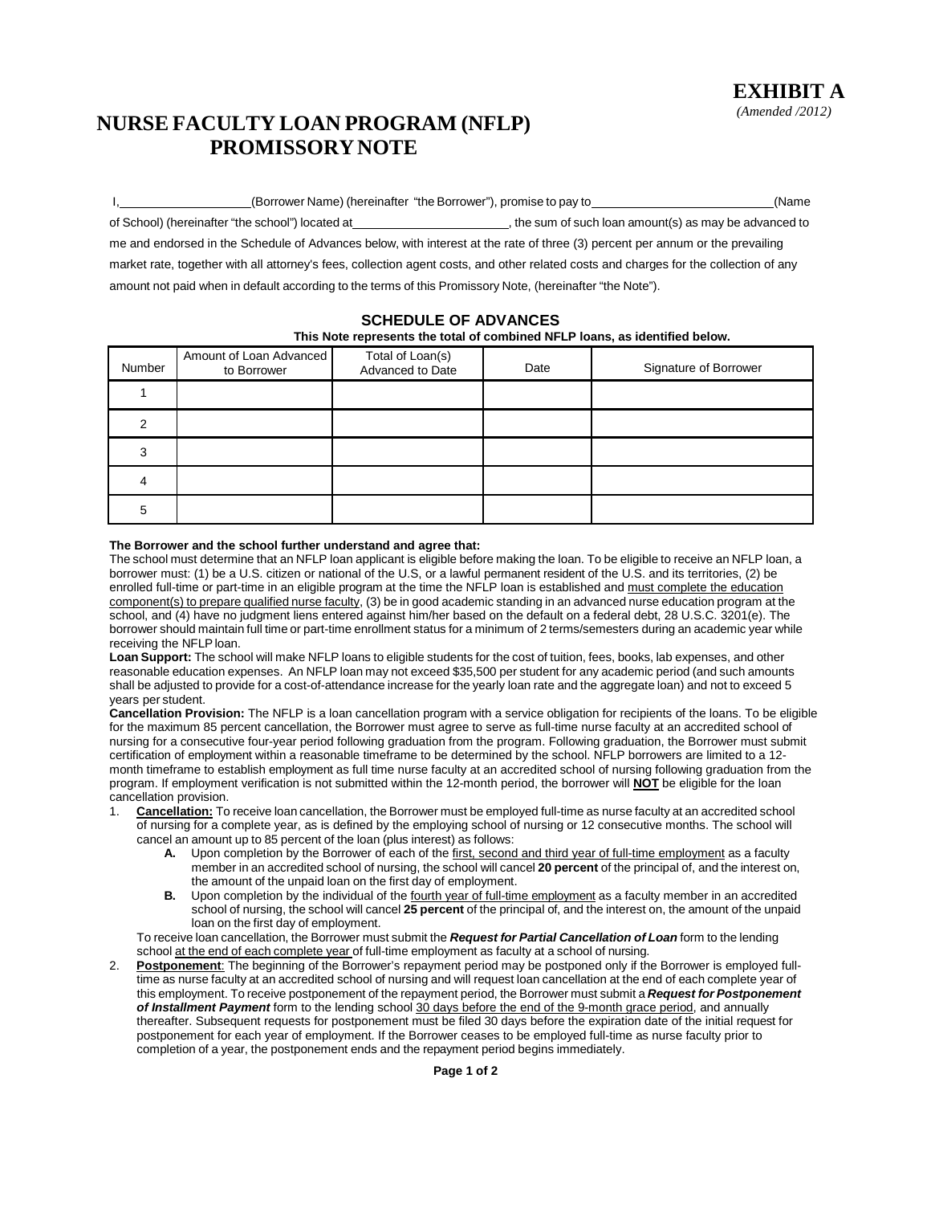**EXHIBIT A**
*(Amended /2012)*

# NURSE FACULTY LOAN PROGRAM (NFLP) PROMISSORY NOTE

I,\_\_\_\_\_\_\_\_\_\_\_\_\_\_\_\_\_\_\_\_(Borrower Name) (hereinafter "the Borrower"), promise to pay to\_\_\_\_\_\_\_\_\_\_\_\_\_\_\_\_\_\_\_\_\_\_\_\_\_\_\_\_(Name of School) (hereinafter "the school") located at\_\_\_\_\_\_\_\_\_\_\_\_\_\_\_\_\_\_\_\_\_\_\_\_\_, the sum of such loan amount(s) as may be advanced to me and endorsed in the Schedule of Advances below, with interest at the rate of three (3) percent per annum or the prevailing market rate, together with all attorney's fees, collection agent costs, and other related costs and charges for the collection of any amount not paid when in default according to the terms of this Promissory Note, (hereinafter "the Note").

## SCHEDULE OF ADVANCES

**This Note represents the total of combined NFLP loans, as identified below.**

| Number | Amount of Loan Advanced to Borrower | Total of Loan(s) Advanced to Date | Date | Signature of Borrower |
|---|---|---|---|---|
| 1 | | | | |
| 2 | | | | |
| 3 | | | | |
| 4 | | | | |
| 5 | | | | |

**The Borrower and the school further understand and agree that:**

The school must determine that an NFLP loan applicant is eligible before making the loan. To be eligible to receive an NFLP loan, a borrower must: (1) be a U.S. citizen or national of the U.S, or a lawful permanent resident of the U.S. and its territories, (2) be enrolled full-time or part-time in an eligible program at the time the NFLP loan is established and must complete the education component(s) to prepare qualified nurse faculty, (3) be in good academic standing in an advanced nurse education program at the school, and (4) have no judgment liens entered against him/her based on the default on a federal debt, 28 U.S.C. 3201(e). The borrower should maintain full time or part-time enrollment status for a minimum of 2 terms/semesters during an academic year while receiving the NFLP loan.

**Loan Support:** The school will make NFLP loans to eligible students for the cost of tuition, fees, books, lab expenses, and other reasonable education expenses. An NFLP loan may not exceed $35,500 per student for any academic period (and such amounts shall be adjusted to provide for a cost-of-attendance increase for the yearly loan rate and the aggregate loan) and not to exceed 5 years per student.

**Cancellation Provision:** The NFLP is a loan cancellation program with a service obligation for recipients of the loans. To be eligible for the maximum 85 percent cancellation, the Borrower must agree to serve as full-time nurse faculty at an accredited school of nursing for a consecutive four-year period following graduation from the program. Following graduation, the Borrower must submit certification of employment within a reasonable timeframe to be determined by the school. NFLP borrowers are limited to a 12-month timeframe to establish employment as full time nurse faculty at an accredited school of nursing following graduation from the program. If employment verification is not submitted within the 12-month period, the borrower will **NOT** be eligible for the loan cancellation provision.

1. **Cancellation:** To receive loan cancellation, the Borrower must be employed full-time as nurse faculty at an accredited school of nursing for a complete year, as is defined by the employing school of nursing or 12 consecutive months. The school will cancel an amount up to 85 percent of the loan (plus interest) as follows:
   - **A.** Upon completion by the Borrower of each of the first, second and third year of full-time employment as a faculty member in an accredited school of nursing, the school will cancel **20 percent** of the principal of, and the interest on, the amount of the unpaid loan on the first day of employment.
   - **B.** Upon completion by the individual of the fourth year of full-time employment as a faculty member in an accredited school of nursing, the school will cancel **25 percent** of the principal of, and the interest on, the amount of the unpaid loan on the first day of employment.

   To receive loan cancellation, the Borrower must submit the ***Request for Partial Cancellation of Loan*** form to the lending school at the end of each complete year of full-time employment as faculty at a school of nursing.

2. **Postponement**: The beginning of the Borrower's repayment period may be postponed only if the Borrower is employed full-time as nurse faculty at an accredited school of nursing and will request loan cancellation at the end of each complete year of this employment. To receive postponement of the repayment period, the Borrower must submit a ***Request for Postponement of Installment Payment*** form to the lending school 30 days before the end of the 9-month grace period, and annually thereafter. Subsequent requests for postponement must be filed 30 days before the expiration date of the initial request for postponement for each year of employment. If the Borrower ceases to be employed full-time as nurse faculty prior to completion of a year, the postponement ends and the repayment period begins immediately.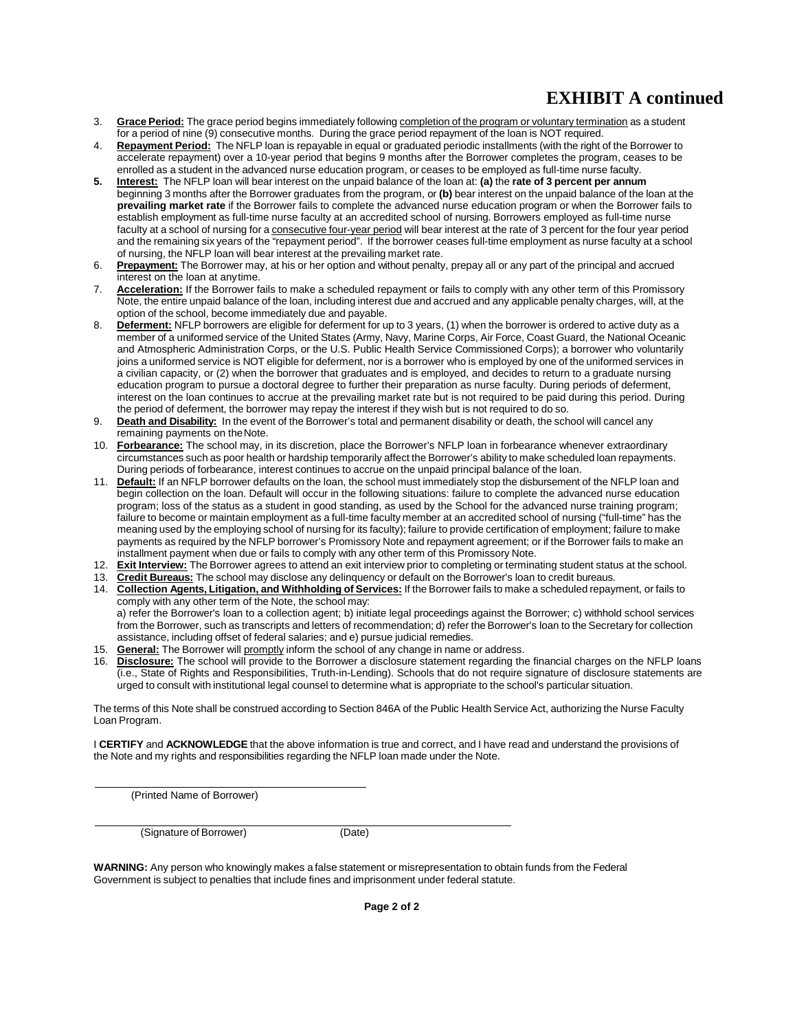# EXHIBIT A continued

3. **Grace Period:** The grace period begins immediately following completion of the program or voluntary termination as a student for a period of nine (9) consecutive months. During the grace period repayment of the loan is NOT required.
4. **Repayment Period:** The NFLP loan is repayable in equal or graduated periodic installments (with the right of the Borrower to accelerate repayment) over a 10-year period that begins 9 months after the Borrower completes the program, ceases to be enrolled as a student in the advanced nurse education program, or ceases to be employed as full-time nurse faculty.
5. **Interest:** The NFLP loan will bear interest on the unpaid balance of the loan at: **(a)** the **rate of 3 percent per annum** beginning 3 months after the Borrower graduates from the program, or **(b)** bear interest on the unpaid balance of the loan at the **prevailing market rate** if the Borrower fails to complete the advanced nurse education program or when the Borrower fails to establish employment as full-time nurse faculty at an accredited school of nursing. Borrowers employed as full-time nurse faculty at a school of nursing for a consecutive four-year period will bear interest at the rate of 3 percent for the four year period and the remaining six years of the "repayment period". If the borrower ceases full-time employment as nurse faculty at a school of nursing, the NFLP loan will bear interest at the prevailing market rate.
6. **Prepayment:** The Borrower may, at his or her option and without penalty, prepay all or any part of the principal and accrued interest on the loan at any time.
7. **Acceleration:** If the Borrower fails to make a scheduled repayment or fails to comply with any other term of this Promissory Note, the entire unpaid balance of the loan, including interest due and accrued and any applicable penalty charges, will, at the option of the school, become immediately due and payable.
8. **Deferment:** NFLP borrowers are eligible for deferment for up to 3 years, (1) when the borrower is ordered to active duty as a member of a uniformed service of the United States (Army, Navy, Marine Corps, Air Force, Coast Guard, the National Oceanic and Atmospheric Administration Corps, or the U.S. Public Health Service Commissioned Corps); a borrower who voluntarily joins a uniformed service is NOT eligible for deferment, nor is a borrower who is employed by one of the uniformed services in a civilian capacity, or (2) when the borrower that graduates and is employed, and decides to return to a graduate nursing education program to pursue a doctoral degree to further their preparation as nurse faculty. During periods of deferment, interest on the loan continues to accrue at the prevailing market rate but is not required to be paid during this period. During the period of deferment, the borrower may repay the interest if they wish but is not required to do so.
9. **Death and Disability:** In the event of the Borrower's total and permanent disability or death, the school will cancel any remaining payments on the Note.
10. **Forbearance:** The school may, in its discretion, place the Borrower's NFLP loan in forbearance whenever extraordinary circumstances such as poor health or hardship temporarily affect the Borrower's ability to make scheduled loan repayments. During periods of forbearance, interest continues to accrue on the unpaid principal balance of the loan.
11. **Default:** If an NFLP borrower defaults on the loan, the school must immediately stop the disbursement of the NFLP loan and begin collection on the loan. Default will occur in the following situations: failure to complete the advanced nurse education program; loss of the status as a student in good standing, as used by the School for the advanced nurse training program; failure to become or maintain employment as a full-time faculty member at an accredited school of nursing ("full-time" has the meaning used by the employing school of nursing for its faculty); failure to provide certification of employment; failure to make payments as required by the NFLP borrower's Promissory Note and repayment agreement; or if the Borrower fails to make an installment payment when due or fails to comply with any other term of this Promissory Note.
12. **Exit Interview:** The Borrower agrees to attend an exit interview prior to completing or terminating student status at the school.
13. **Credit Bureaus:** The school may disclose any delinquency or default on the Borrower's loan to credit bureaus.
14. **Collection Agents, Litigation, and Withholding of Services:** If the Borrower fails to make a scheduled repayment, or fails to comply with any other term of the Note, the school may:
    a) refer the Borrower's loan to a collection agent; b) initiate legal proceedings against the Borrower; c) withhold school services from the Borrower, such as transcripts and letters of recommendation; d) refer the Borrower's loan to the Secretary for collection assistance, including offset of federal salaries; and e) pursue judicial remedies.
15. **General:** The Borrower will promptly inform the school of any change in name or address.
16. **Disclosure:** The school will provide to the Borrower a disclosure statement regarding the financial charges on the NFLP loans (i.e., State of Rights and Responsibilities, Truth-in-Lending). Schools that do not require signature of disclosure statements are urged to consult with institutional legal counsel to determine what is appropriate to the school's particular situation.

The terms of this Note shall be construed according to Section 846A of the Public Health Service Act, authorizing the Nurse Faculty Loan Program.

I **CERTIFY** and **ACKNOWLEDGE** that the above information is true and correct, and I have read and understand the provisions of the Note and my rights and responsibilities regarding the NFLP loan made under the Note.

\_\_\_\_\_\_\_\_\_\_\_\_\_\_\_\_\_\_\_\_\_\_\_\_\_\_\_\_\_\_\_\_\_\_\_\_\_\_\_\_

(Printed Name of Borrower)

\_\_\_\_\_\_\_\_\_\_\_\_\_\_\_\_\_\_\_\_\_\_\_\_\_\_\_\_\_\_\_\_\_\_\_\_\_\_\_\_\_\_\_\_\_\_\_\_\_\_\_\_\_\_\_\_

(Signature of Borrower) (Date)

**WARNING:** Any person who knowingly makes a false statement or misrepresentation to obtain funds from the Federal Government is subject to penalties that include fines and imprisonment under federal statute.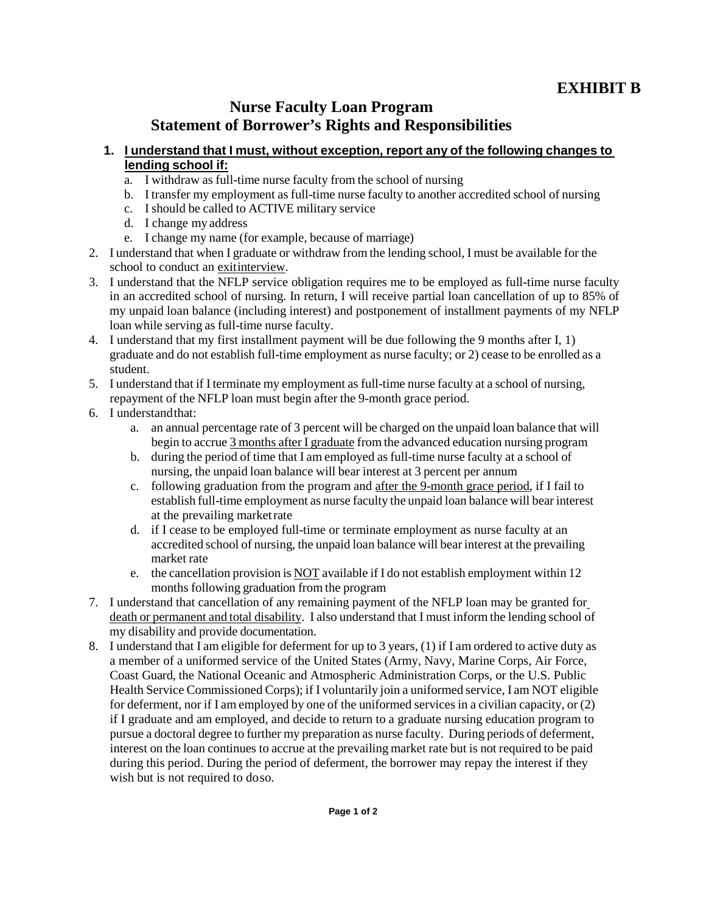**EXHIBIT B**

# Nurse Faculty Loan Program
## Statement of Borrower's Rights and Responsibilities

1. **I understand that I must, without exception, report any of the following changes to lending school if:**
   a. I withdraw as full-time nurse faculty from the school of nursing
   b. I transfer my employment as full-time nurse faculty to another accredited school of nursing
   c. I should be called to ACTIVE military service
   d. I change my address
   e. I change my name (for example, because of marriage)
2. I understand that when I graduate or withdraw from the lending school, I must be available for the school to conduct an exitinterview.
3. I understand that the NFLP service obligation requires me to be employed as full-time nurse faculty in an accredited school of nursing. In return, I will receive partial loan cancellation of up to 85% of my unpaid loan balance (including interest) and postponement of installment payments of my NFLP loan while serving as full-time nurse faculty.
4. I understand that my first installment payment will be due following the 9 months after I, 1) graduate and do not establish full-time employment as nurse faculty; or 2) cease to be enrolled as a student.
5. I understand that if I terminate my employment as full-time nurse faculty at a school of nursing, repayment of the NFLP loan must begin after the 9-month grace period.
6. I understandthat:
   a. an annual percentage rate of 3 percent will be charged on the unpaid loan balance that will begin to accrue 3 months after I graduate from the advanced education nursing program
   b. during the period of time that I am employed as full-time nurse faculty at a school of nursing, the unpaid loan balance will bear interest at 3 percent per annum
   c. following graduation from the program and after the 9-month grace period, if I fail to establish full-time employment as nurse faculty the unpaid loan balance will bear interest at the prevailing marketrate
   d. if I cease to be employed full-time or terminate employment as nurse faculty at an accredited school of nursing, the unpaid loan balance will bear interest at the prevailing market rate
   e. the cancellation provision is NOT available if I do not establish employment within 12 months following graduation from the program
7. I understand that cancellation of any remaining payment of the NFLP loan may be granted for death or permanent and total disability. I also understand that I must inform the lending school of my disability and provide documentation.
8. I understand that I am eligible for deferment for up to 3 years, (1) if I am ordered to active duty as a member of a uniformed service of the United States (Army, Navy, Marine Corps, Air Force, Coast Guard, the National Oceanic and Atmospheric Administration Corps, or the U.S. Public Health Service Commissioned Corps); if I voluntarily join a uniformed service, I am NOT eligible for deferment, nor if I am employed by one of the uniformed services in a civilian capacity, or (2) if I graduate and am employed, and decide to return to a graduate nursing education program to pursue a doctoral degree to further my preparation as nurse faculty. During periods of deferment, interest on the loan continues to accrue at the prevailing market rate but is not required to be paid during this period. During the period of deferment, the borrower may repay the interest if they wish but is not required to doso.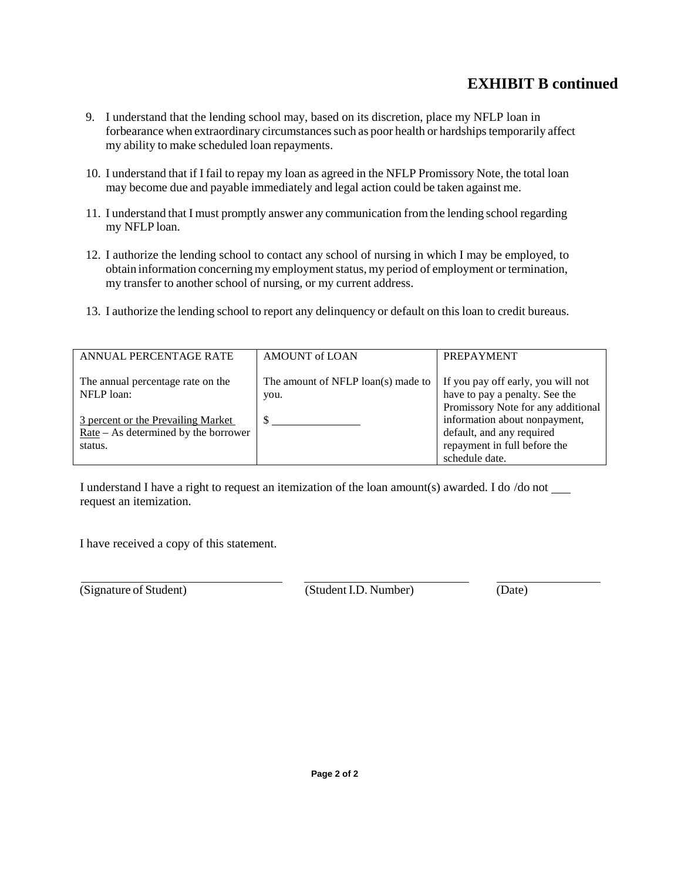# EXHIBIT B continued

9. I understand that the lending school may, based on its discretion, place my NFLP loan in forbearance when extraordinary circumstances such as poor health or hardships temporarily affect my ability to make scheduled loan repayments.

10. I understand that if I fail to repay my loan as agreed in the NFLP Promissory Note, the total loan may become due and payable immediately and legal action could be taken against me.

11. I understand that I must promptly answer any communication from the lending school regarding my NFLP loan.

12. I authorize the lending school to contact any school of nursing in which I may be employed, to obtain information concerning my employment status, my period of employment or termination, my transfer to another school of nursing, or my current address.

13. I authorize the lending school to report any delinquency or default on this loan to credit bureaus.

| ANNUAL PERCENTAGE RATE | AMOUNT of LOAN | PREPAYMENT |
|---|---|---|
| The annual percentage rate on the NFLP loan:<br><br><u>3 percent or the Prevailing Market Rate</u> – As determined by the borrower status. | The amount of NFLP loan(s) made to you.<br><br>$ _______________ | If you pay off early, you will not have to pay a penalty. See the Promissory Note for any additional information about nonpayment, default, and any required repayment in full before the schedule date. |

I understand I have a right to request an itemization of the loan amount(s) awarded. I do /do not ___ request an itemization.

I have received a copy of this statement.

_______________________________ _______________________________ _______________

(Signature of Student) (Student I.D. Number) (Date)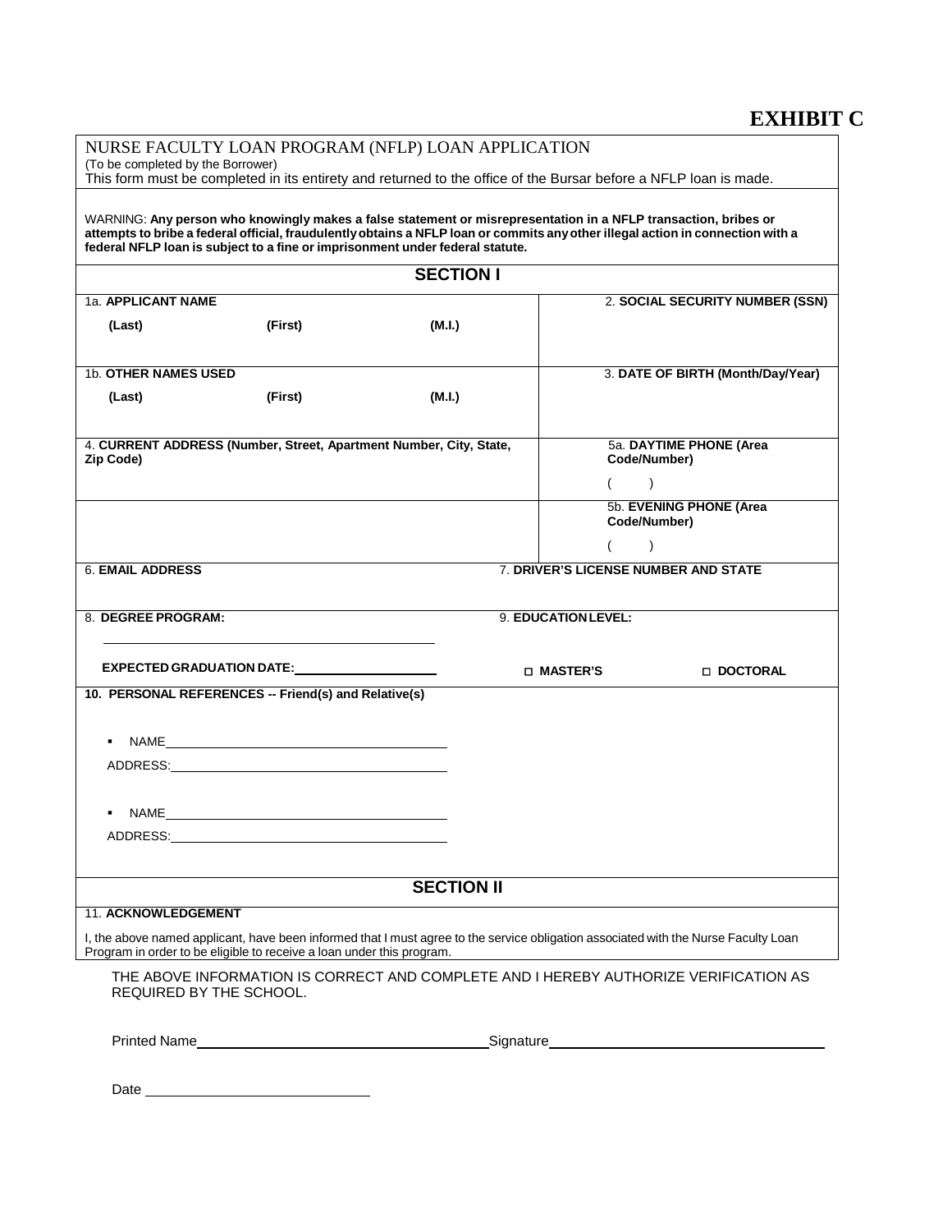# EXHIBIT C

**NURSE FACULTY LOAN PROGRAM (NFLP) LOAN APPLICATION**
(To be completed by the Borrower)
This form must be completed in its entirety and returned to the office of the Bursar before a NFLP loan is made.

WARNING: **Any person who knowingly makes a false statement or misrepresentation in a NFLP transaction, bribes or attempts to bribe a federal official, fraudulently obtains a NFLP loan or commits any other illegal action in connection with a federal NFLP loan is subject to a fine or imprisonment under federal statute.**

## SECTION I

| | |
|---|---|
| 1a. **APPLICANT NAME** **(Last)** **(First)** **(M.I.)** | 2. **SOCIAL SECURITY NUMBER (SSN)** |
| 1b. **OTHER NAMES USED** **(Last)** **(First)** **(M.I.)** | 3. **DATE OF BIRTH (Month/Day/Year)** |
| 4. **CURRENT ADDRESS (Number, Street, Apartment Number, City, State, Zip Code)** | 5a. **DAYTIME PHONE (Area Code/Number)** ( ) |
| | 5b. **EVENING PHONE (Area Code/Number)** ( ) |
| 6. **EMAIL ADDRESS** | 7. **DRIVER'S LICENSE NUMBER AND STATE** |
| 8. **DEGREE PROGRAM:** ______________________ **EXPECTED GRADUATION DATE:** ____________ | 9. **EDUCATION LEVEL:** ☐ **MASTER'S** ☐ **DOCTORAL** |

**10. PERSONAL REFERENCES -- Friend(s) and Relative(s)**

- NAME ______________________
  ADDRESS: ______________________
- NAME ______________________
  ADDRESS: ______________________

## SECTION II

11. **ACKNOWLEDGEMENT**

I, the above named applicant, have been informed that I must agree to the service obligation associated with the Nurse Faculty Loan Program in order to be eligible to receive a loan under this program.

THE ABOVE INFORMATION IS CORRECT AND COMPLETE AND I HEREBY AUTHORIZE VERIFICATION AS REQUIRED BY THE SCHOOL.

Printed Name ______________________ Signature ______________________

Date ______________________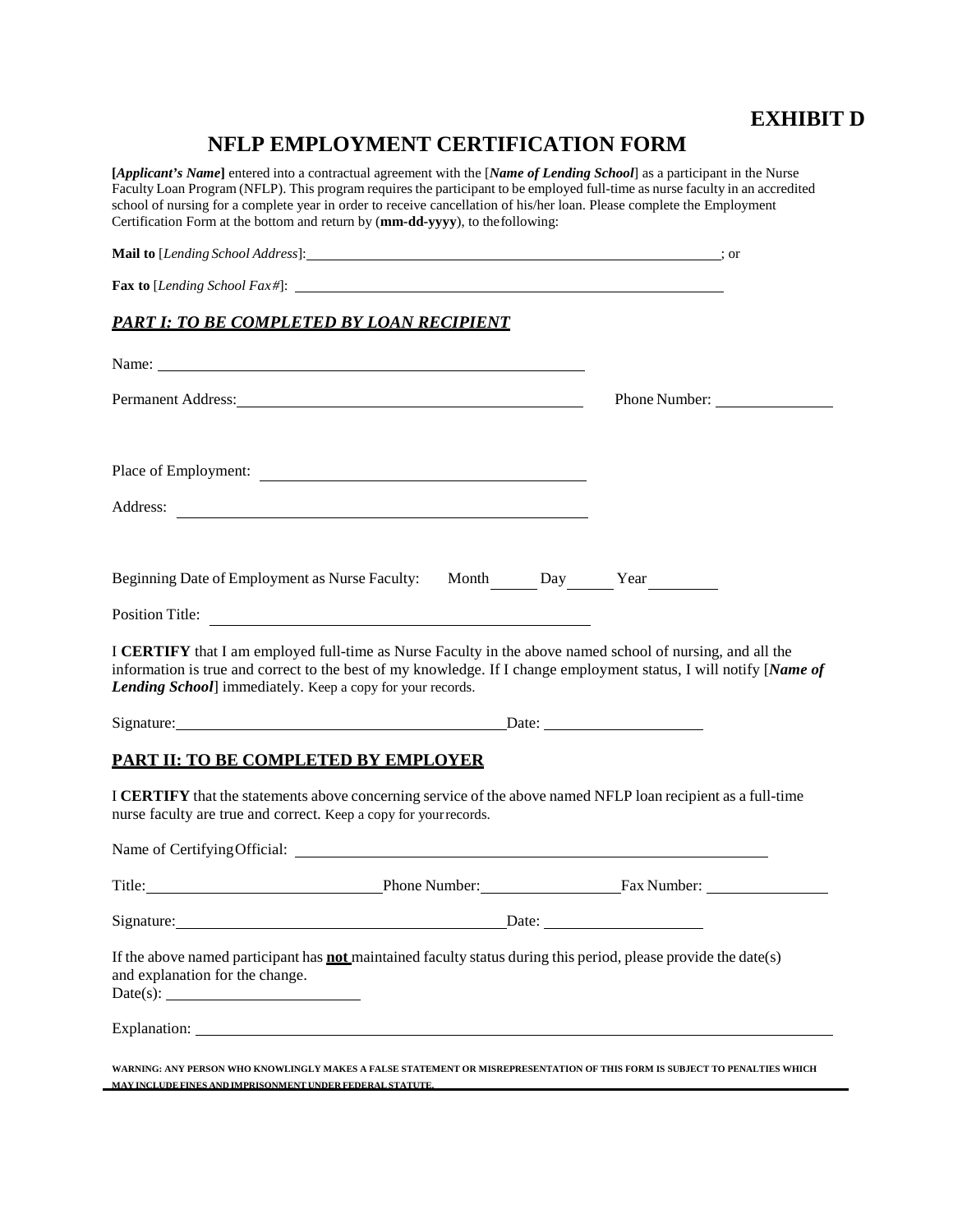# EXHIBIT D

## NFLP EMPLOYMENT CERTIFICATION FORM

**[*Applicant's Name*]** entered into a contractual agreement with the [***Name of Lending School***] as a participant in the Nurse Faculty Loan Program (NFLP). This program requires the participant to be employed full-time as nurse faculty in an accredited school of nursing for a complete year in order to receive cancellation of his/her loan. Please complete the Employment Certification Form at the bottom and return by (**mm-dd-yyyy**), to the following:

**Mail to** [*Lending School Address*]: ______________________________; or

**Fax to** [*Lending School Fax#*]: ______________________________

### ***PART I: TO BE COMPLETED BY LOAN RECIPIENT***

Name: ______________________________

Permanent Address: ______________________________ Phone Number: ______________

Place of Employment: ______________________________

Address: ______________________________

Beginning Date of Employment as Nurse Faculty: Month ______ Day ______ Year ________

Position Title: ______________________________

I **CERTIFY** that I am employed full-time as Nurse Faculty in the above named school of nursing, and all the information is true and correct to the best of my knowledge. If I change employment status, I will notify [***Name of Lending School***] immediately. Keep a copy for your records.

Signature: ______________________________ Date: ______________

### PART II: TO BE COMPLETED BY EMPLOYER

I **CERTIFY** that the statements above concerning service of the above named NFLP loan recipient as a full-time nurse faculty are true and correct. Keep a copy for your records.

Name of Certifying Official: ______________________________

Title: ______________________ Phone Number: ______________ Fax Number: ______________

Signature: ______________________________ Date: ______________

If the above named participant has **not** maintained faculty status during this period, please provide the date(s) and explanation for the change.

Date(s): ______________________

Explanation: ______________________________

**WARNING: ANY PERSON WHO KNOWINGLY MAKES A FALSE STATEMENT OR MISREPRESENTATION OF THIS FORM IS SUBJECT TO PENALTIES WHICH MAY INCLUDE FINES AND IMPRISONMENT UNDER FEDERAL STATUTE.**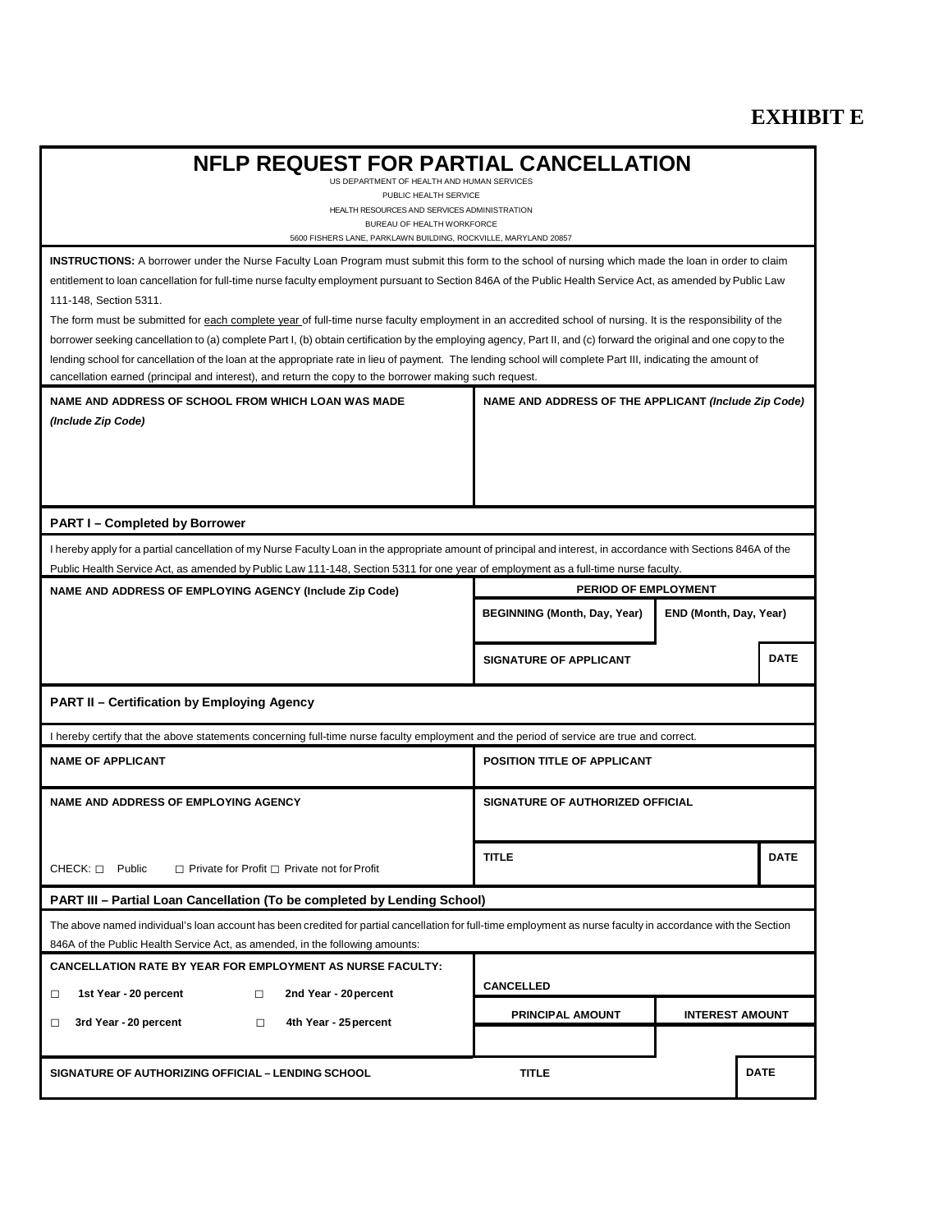# EXHIBIT E

## NFLP REQUEST FOR PARTIAL CANCELLATION

US DEPARTMENT OF HEALTH AND HUMAN SERVICES
PUBLIC HEALTH SERVICE
HEALTH RESOURCES AND SERVICES ADMINISTRATION
BUREAU OF HEALTH WORKFORCE
5600 FISHERS LANE, PARKLAWN BUILDING, ROCKVILLE, MARYLAND 20857

**INSTRUCTIONS:** A borrower under the Nurse Faculty Loan Program must submit this form to the school of nursing which made the loan in order to claim entitlement to loan cancellation for full-time nurse faculty employment pursuant to Section 846A of the Public Health Service Act, as amended by Public Law 111-148, Section 5311.

The form must be submitted for <u>each complete year</u> of full-time nurse faculty employment in an accredited school of nursing. It is the responsibility of the borrower seeking cancellation to (a) complete Part I, (b) obtain certification by the employing agency, Part II, and (c) forward the original and one copy to the lending school for cancellation of the loan at the appropriate rate in lieu of payment. The lending school will complete Part III, indicating the amount of cancellation earned (principal and interest), and return the copy to the borrower making such request.

| **NAME AND ADDRESS OF SCHOOL FROM WHICH LOAN WAS MADE** *(Include Zip Code)* | **NAME AND ADDRESS OF THE APPLICANT** *(Include Zip Code)* |
|---|---|
| | |

### PART I – Completed by Borrower

I hereby apply for a partial cancellation of my Nurse Faculty Loan in the appropriate amount of principal and interest, in accordance with Sections 846A of the Public Health Service Act, as amended by Public Law 111-148, Section 5311 for one year of employment as a full-time nurse faculty.

| **NAME AND ADDRESS OF EMPLOYING AGENCY (Include Zip Code)** | **PERIOD OF EMPLOYMENT** | | |
|---|---|---|---|
| | **BEGINNING (Month, Day, Year)** | **END (Month, Day, Year)** | |
| | **SIGNATURE OF APPLICANT** | | **DATE** |

### PART II – Certification by Employing Agency

I hereby certify that the above statements concerning full-time nurse faculty employment and the period of service are true and correct.

| **NAME OF APPLICANT** | **POSITION TITLE OF APPLICANT** | |
|---|---|---|
| **NAME AND ADDRESS OF EMPLOYING AGENCY** | **SIGNATURE OF AUTHORIZED OFFICIAL** | |
| CHECK: ☐ Public ☐ Private for Profit ☐ Private not for Profit | **TITLE** | **DATE** |

### PART III – Partial Loan Cancellation (To be completed by Lending School)

The above named individual's loan account has been credited for partial cancellation for full-time employment as nurse faculty in accordance with the Section 846A of the Public Health Service Act, as amended, in the following amounts:

| **CANCELLATION RATE BY YEAR FOR EMPLOYMENT AS NURSE FACULTY:** | **CANCELLED** | | |
|---|---|---|---|
| ☐ **1st Year - 20 percent** ☐ **2nd Year - 20 percent** | **PRINCIPAL AMOUNT** | **INTEREST AMOUNT** | |
| ☐ **3rd Year - 20 percent** ☐ **4th Year - 25 percent** | | | |
| **SIGNATURE OF AUTHORIZING OFFICIAL – LENDING SCHOOL** | **TITLE** | | **DATE** |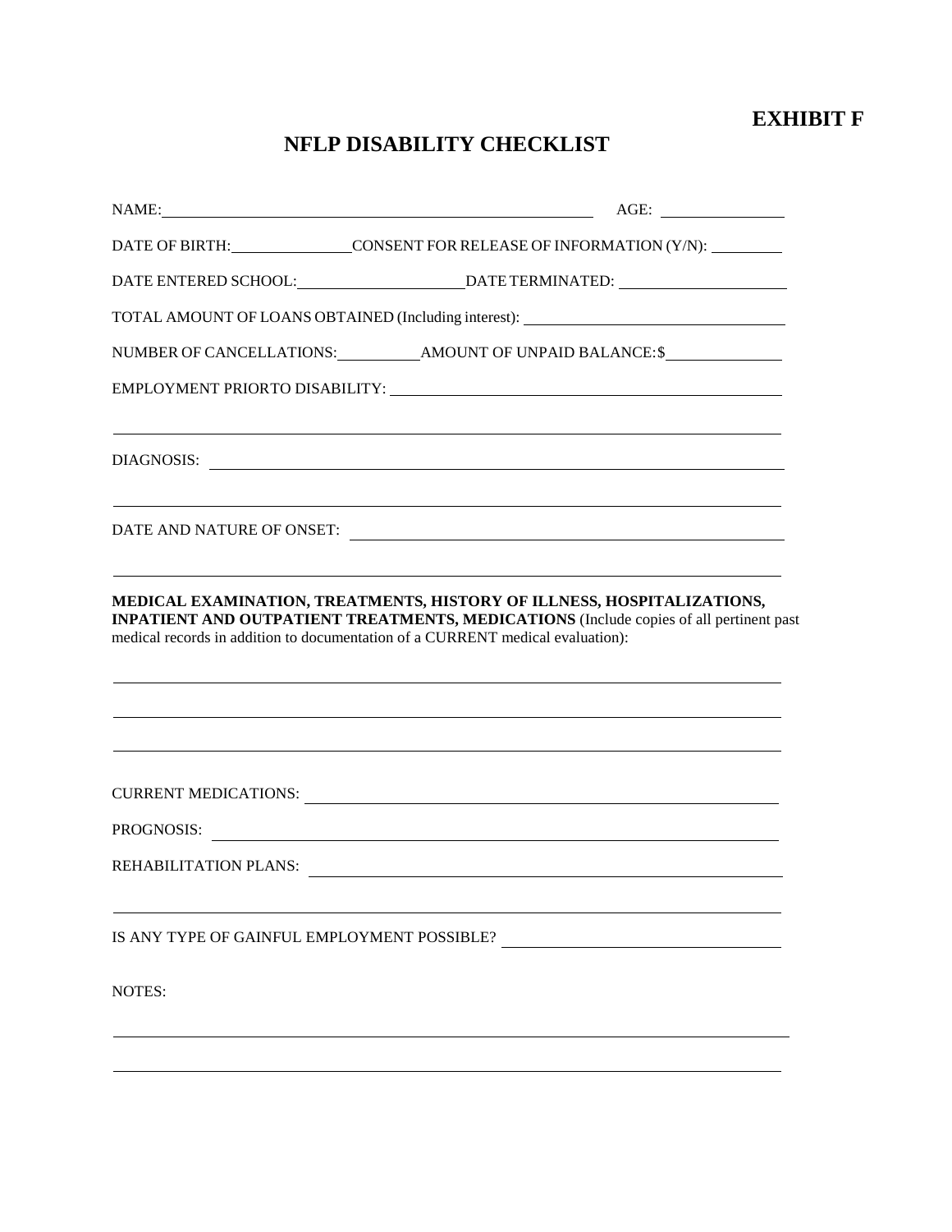**EXHIBIT F**

# NFLP DISABILITY CHECKLIST

NAME: ______________________________ AGE: __________

DATE OF BIRTH: __________ CONSENT FOR RELEASE OF INFORMATION (Y/N): ______

DATE ENTERED SCHOOL: ______________ DATE TERMINATED: ______________

TOTAL AMOUNT OF LOANS OBTAINED (Including interest): ______________________

NUMBER OF CANCELLATIONS: ________ AMOUNT OF UNPAID BALANCE:$ __________

EMPLOYMENT PRIORTO DISABILITY: ______________________________

______________________________________________________________

DIAGNOSIS: ______________________________________________________

______________________________________________________________

DATE AND NATURE OF ONSET: ______________________________________

______________________________________________________________

**MEDICAL EXAMINATION, TREATMENTS, HISTORY OF ILLNESS, HOSPITALIZATIONS, INPATIENT AND OUTPATIENT TREATMENTS, MEDICATIONS** (Include copies of all pertinent past medical records in addition to documentation of a CURRENT medical evaluation):

______________________________________________________________

______________________________________________________________

______________________________________________________________

CURRENT MEDICATIONS: ____________________________________________

PROGNOSIS: ______________________________________________________

REHABILITATION PLANS: ___________________________________________

______________________________________________________________

IS ANY TYPE OF GAINFUL EMPLOYMENT POSSIBLE? ______________________

NOTES:

______________________________________________________________

______________________________________________________________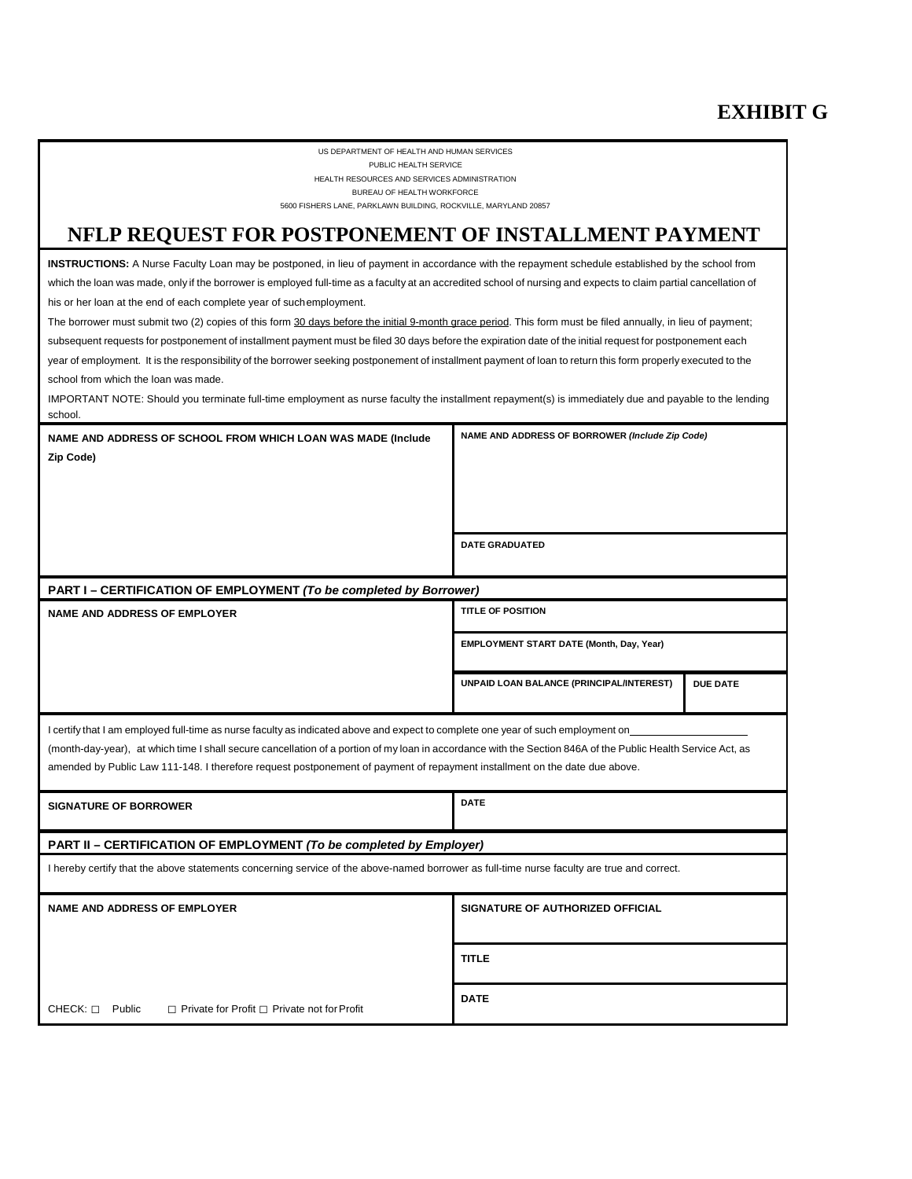# EXHIBIT G

US DEPARTMENT OF HEALTH AND HUMAN SERVICES
PUBLIC HEALTH SERVICE
HEALTH RESOURCES AND SERVICES ADMINISTRATION
BUREAU OF HEALTH WORKFORCE
5600 FISHERS LANE, PARKLAWN BUILDING, ROCKVILLE, MARYLAND 20857

## NFLP REQUEST FOR POSTPONEMENT OF INSTALLMENT PAYMENT

**INSTRUCTIONS:** A Nurse Faculty Loan may be postponed, in lieu of payment in accordance with the repayment schedule established by the school from which the loan was made, only if the borrower is employed full-time as a faculty at an accredited school of nursing and expects to claim partial cancellation of his or her loan at the end of each complete year of such employment.

The borrower must submit two (2) copies of this form 30 days before the initial 9-month grace period. This form must be filed annually, in lieu of payment; subsequent requests for postponement of installment payment must be filed 30 days before the expiration date of the initial request for postponement each year of employment. It is the responsibility of the borrower seeking postponement of installment payment of loan to return this form properly executed to the school from which the loan was made.

IMPORTANT NOTE: Should you terminate full-time employment as nurse faculty the installment repayment(s) is immediately due and payable to the lending school.

| NAME AND ADDRESS OF SCHOOL FROM WHICH LOAN WAS MADE (Include Zip Code) | NAME AND ADDRESS OF BORROWER *(Include Zip Code)* |
|---|---|
| | DATE GRADUATED |

**PART I – CERTIFICATION OF EMPLOYMENT *(To be completed by Borrower)***

| NAME AND ADDRESS OF EMPLOYER | TITLE OF POSITION | |
|---|---|---|
| | EMPLOYMENT START DATE (Month, Day, Year) | |
| | UNPAID LOAN BALANCE (PRINCIPAL/INTEREST) | DUE DATE |

I certify that I am employed full-time as nurse faculty as indicated above and expect to complete one year of such employment on\_\_\_\_\_\_\_\_\_\_\_\_\_\_\_\_\_\_\_\_ (month-day-year), at which time I shall secure cancellation of a portion of my loan in accordance with the Section 846A of the Public Health Service Act, as amended by Public Law 111-148. I therefore request postponement of payment of repayment installment on the date due above.

| SIGNATURE OF BORROWER | DATE |
|---|---|

**PART II – CERTIFICATION OF EMPLOYMENT *(To be completed by Employer)***

I hereby certify that the above statements concerning service of the above-named borrower as full-time nurse faculty are true and correct.

| NAME AND ADDRESS OF EMPLOYER | SIGNATURE OF AUTHORIZED OFFICIAL |
|---|---|
| | TITLE |
| CHECK: ☐ Public ☐ Private for Profit ☐ Private not for Profit | DATE |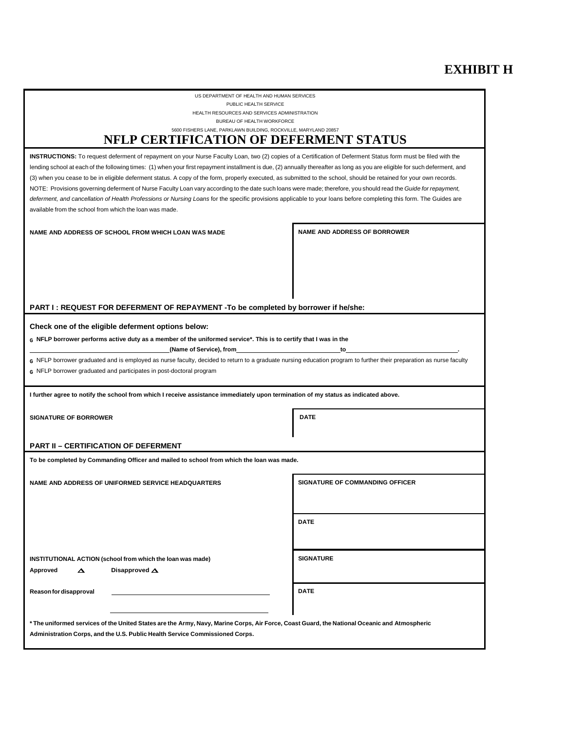# EXHIBIT H

US DEPARTMENT OF HEALTH AND HUMAN SERVICES
PUBLIC HEALTH SERVICE
HEALTH RESOURCES AND SERVICES ADMINISTRATION
BUREAU OF HEALTH WORKFORCE
5600 FISHERS LANE, PARKLAWN BUILDING, ROCKVILLE, MARYLAND 20857

## NFLP CERTIFICATION OF DEFERMENT STATUS

**INSTRUCTIONS:** To request deferment of repayment on your Nurse Faculty Loan, two (2) copies of a Certification of Deferment Status form must be filed with the lending school at each of the following times: (1) when your first repayment installment is due, (2) annually thereafter as long as you are eligible for such deferment, and (3) when you cease to be in eligible deferment status. A copy of the form, properly executed, as submitted to the school, should be retained for your own records. NOTE: Provisions governing deferment of Nurse Faculty Loan vary according to the date such loans were made; therefore, you should read the *Guide for repayment, deferment, and cancellation of Health Professions or Nursing Loans* for the specific provisions applicable to your loans before completing this form. The Guides are available from the school from which the loan was made.

| NAME AND ADDRESS OF SCHOOL FROM WHICH LOAN WAS MADE | NAME AND ADDRESS OF BORROWER |
| --- | --- |
| | |

### PART I : REQUEST FOR DEFERMENT OF REPAYMENT -To be completed by borrower if he/she:

**Check one of the eligible deferment options below:**

- G **NFLP borrower performs active duty as a member of the uniformed service\*. This is to certify that I was in the ______________________(Name of Service), from ______________________ to ______________________.**
- G NFLP borrower graduated and is employed as nurse faculty, decided to return to a graduate nursing education program to further their preparation as nurse faculty
- G NFLP borrower graduated and participates in post-doctoral program

**I further agree to notify the school from which I receive assistance immediately upon termination of my status as indicated above.**

| SIGNATURE OF BORROWER | DATE |
| --- | --- |
| | |

### PART II – CERTIFICATION OF DEFERMENT

**To be completed by Commanding Officer and mailed to school from which the loan was made.**

| NAME AND ADDRESS OF UNIFORMED SERVICE HEADQUARTERS | SIGNATURE OF COMMANDING OFFICER |
| --- | --- |
| | DATE |

| INSTITUTIONAL ACTION (school from which the loan was made) | SIGNATURE |
| --- | --- |
| Approved △ Disapproved △ | |
| Reason for disapproval ______________________ | DATE |

**\* The uniformed services of the United States are the Army, Navy, Marine Corps, Air Force, Coast Guard, the National Oceanic and Atmospheric Administration Corps, and the U.S. Public Health Service Commissioned Corps.**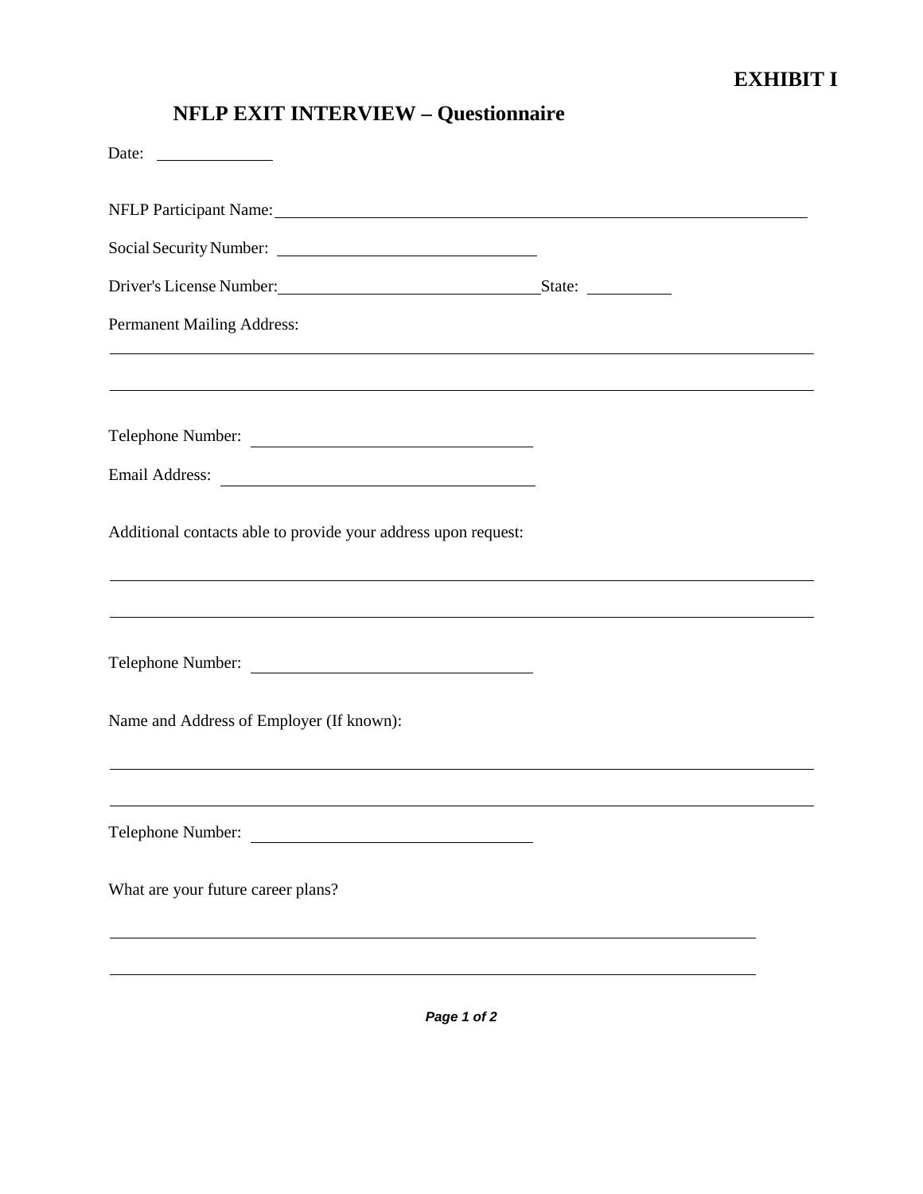**EXHIBIT I**

# NFLP EXIT INTERVIEW – Questionnaire

Date: ______________

NFLP Participant Name: ____________________________________________________________

Social Security Number: ______________________________

Driver's License Number: ______________________________ State: __________

Permanent Mailing Address:

____________________________________________________________________________

____________________________________________________________________________

Telephone Number: ________________________________

Email Address: ________________________________

Additional contacts able to provide your address upon request:

____________________________________________________________________________

____________________________________________________________________________

Telephone Number: ________________________________

Name and Address of Employer (If known):

____________________________________________________________________________

____________________________________________________________________________

Telephone Number: ________________________________

What are your future career plans?

____________________________________________________________________________

____________________________________________________________________________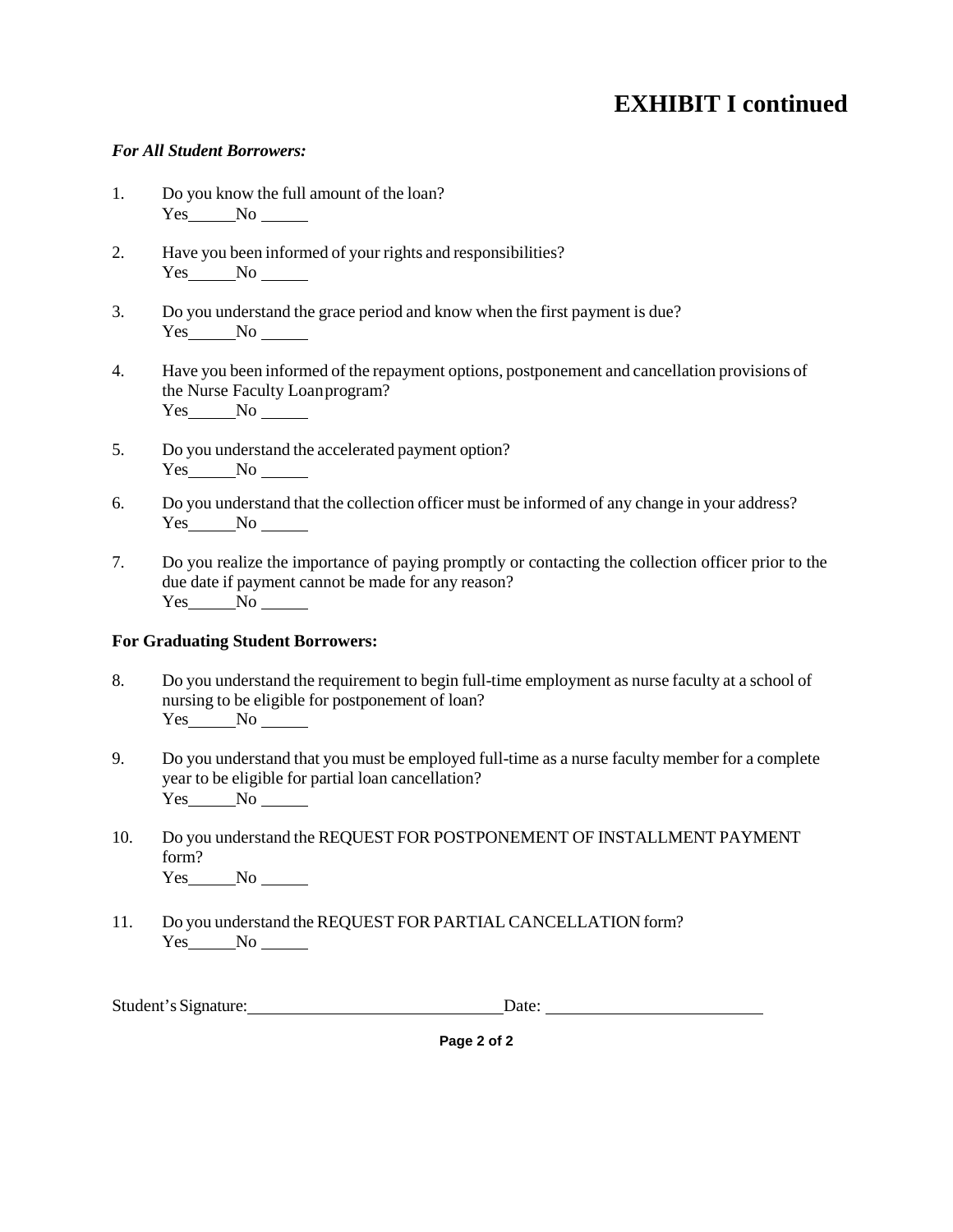# EXHIBIT I continued

***For All Student Borrowers:***

1. Do you know the full amount of the loan?
   Yes______No ______

2. Have you been informed of your rights and responsibilities?
   Yes______No ______

3. Do you understand the grace period and know when the first payment is due?
   Yes______No ______

4. Have you been informed of the repayment options, postponement and cancellation provisions of the Nurse Faculty Loan program?
   Yes______No ______

5. Do you understand the accelerated payment option?
   Yes______No ______

6. Do you understand that the collection officer must be informed of any change in your address?
   Yes______No ______

7. Do you realize the importance of paying promptly or contacting the collection officer prior to the due date if payment cannot be made for any reason?
   Yes______No ______

**For Graduating Student Borrowers:**

8. Do you understand the requirement to begin full-time employment as nurse faculty at a school of nursing to be eligible for postponement of loan?
   Yes______No ______

9. Do you understand that you must be employed full-time as a nurse faculty member for a complete year to be eligible for partial loan cancellation?
   Yes______No ______

10. Do you understand the REQUEST FOR POSTPONEMENT OF INSTALLMENT PAYMENT form?
    Yes______No ______

11. Do you understand the REQUEST FOR PARTIAL CANCELLATION form?
    Yes______No ______

Student's Signature:______________________________ Date: __________________________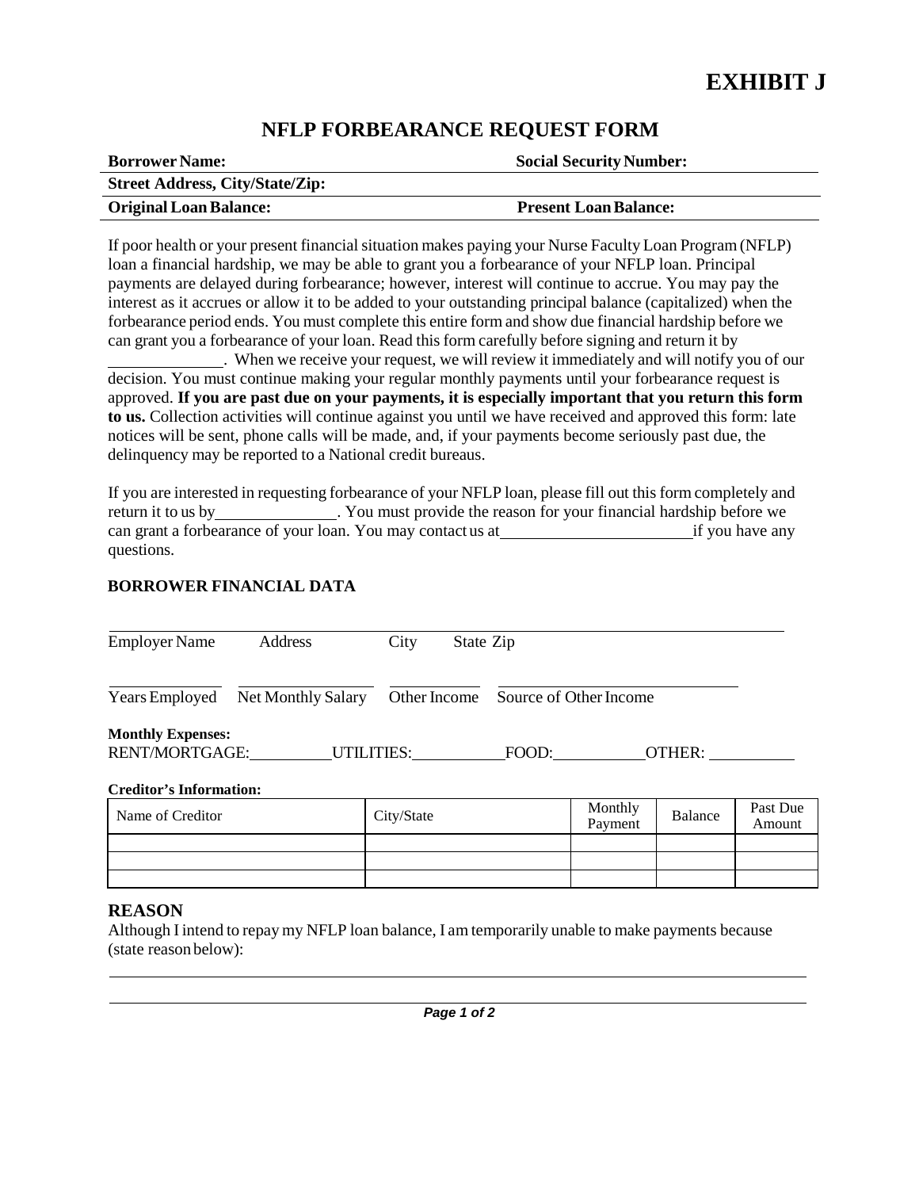# EXHIBIT J

## NFLP FORBEARANCE REQUEST FORM

| **Borrower Name:** | **Social Security Number:** |
|---|---|
| **Street Address, City/State/Zip:** | |
| **Original Loan Balance:** | **Present Loan Balance:** |

If poor health or your present financial situation makes paying your Nurse Faculty Loan Program (NFLP) loan a financial hardship, we may be able to grant you a forbearance of your NFLP loan. Principal payments are delayed during forbearance; however, interest will continue to accrue. You may pay the interest as it accrues or allow it to be added to your outstanding principal balance (capitalized) when the forbearance period ends. You must complete this entire form and show due financial hardship before we can grant you a forbearance of your loan. Read this form carefully before signing and return it by \_\_\_\_\_\_\_\_\_\_\_\_\_\_. When we receive your request, we will review it immediately and will notify you of our decision. You must continue making your regular monthly payments until your forbearance request is approved. **If you are past due on your payments, it is especially important that you return this form to us.** Collection activities will continue against you until we have received and approved this form: late notices will be sent, phone calls will be made, and, if your payments become seriously past due, the delinquency may be reported to a National credit bureaus.

If you are interested in requesting forbearance of your NFLP loan, please fill out this form completely and return it to us by \_\_\_\_\_\_\_\_\_\_\_\_\_\_\_. You must provide the reason for your financial hardship before we can grant a forbearance of your loan. You may contact us at \_\_\_\_\_\_\_\_\_\_\_\_\_\_\_\_\_\_\_\_\_\_\_\_ if you have any questions.

### BORROWER FINANCIAL DATA

\_\_\_\_\_\_\_\_\_\_\_\_\_\_\_\_\_\_\_\_\_\_\_\_\_\_\_\_\_\_\_\_\_\_\_\_\_\_\_\_\_\_\_\_\_\_\_\_\_\_\_\_\_\_\_\_\_\_\_\_\_\_\_\_
Employer Name Address City State Zip

\_\_\_\_\_\_\_\_\_\_\_\_ \_\_\_\_\_\_\_\_\_\_\_\_\_\_\_ \_\_\_\_\_\_\_\_\_\_ \_\_\_\_\_\_\_\_\_\_\_\_\_\_\_\_\_\_\_\_\_\_\_\_\_
Years Employed Net Monthly Salary Other Income Source of Other Income

**Monthly Expenses:**
RENT/MORTGAGE:\_\_\_\_\_\_\_\_\_\_UTILITIES:\_\_\_\_\_\_\_\_\_\_\_FOOD:\_\_\_\_\_\_\_\_\_\_\_OTHER: \_\_\_\_\_\_\_\_\_\_

**Creditor's Information:**

| Name of Creditor | City/State | Monthly Payment | Balance | Past Due Amount |
|---|---|---|---|---|
| | | | | |
| | | | | |
| | | | | |

### REASON

Although I intend to repay my NFLP loan balance, I am temporarily unable to make payments because (state reason below):

\_\_\_\_\_\_\_\_\_\_\_\_\_\_\_\_\_\_\_\_\_\_\_\_\_\_\_\_\_\_\_\_\_\_\_\_\_\_\_\_\_\_\_\_\_\_\_\_\_\_\_\_\_\_\_\_\_\_\_\_\_\_\_\_\_\_\_\_\_\_

\_\_\_\_\_\_\_\_\_\_\_\_\_\_\_\_\_\_\_\_\_\_\_\_\_\_\_\_\_\_\_\_\_\_\_\_\_\_\_\_\_\_\_\_\_\_\_\_\_\_\_\_\_\_\_\_\_\_\_\_\_\_\_\_\_\_\_\_\_\_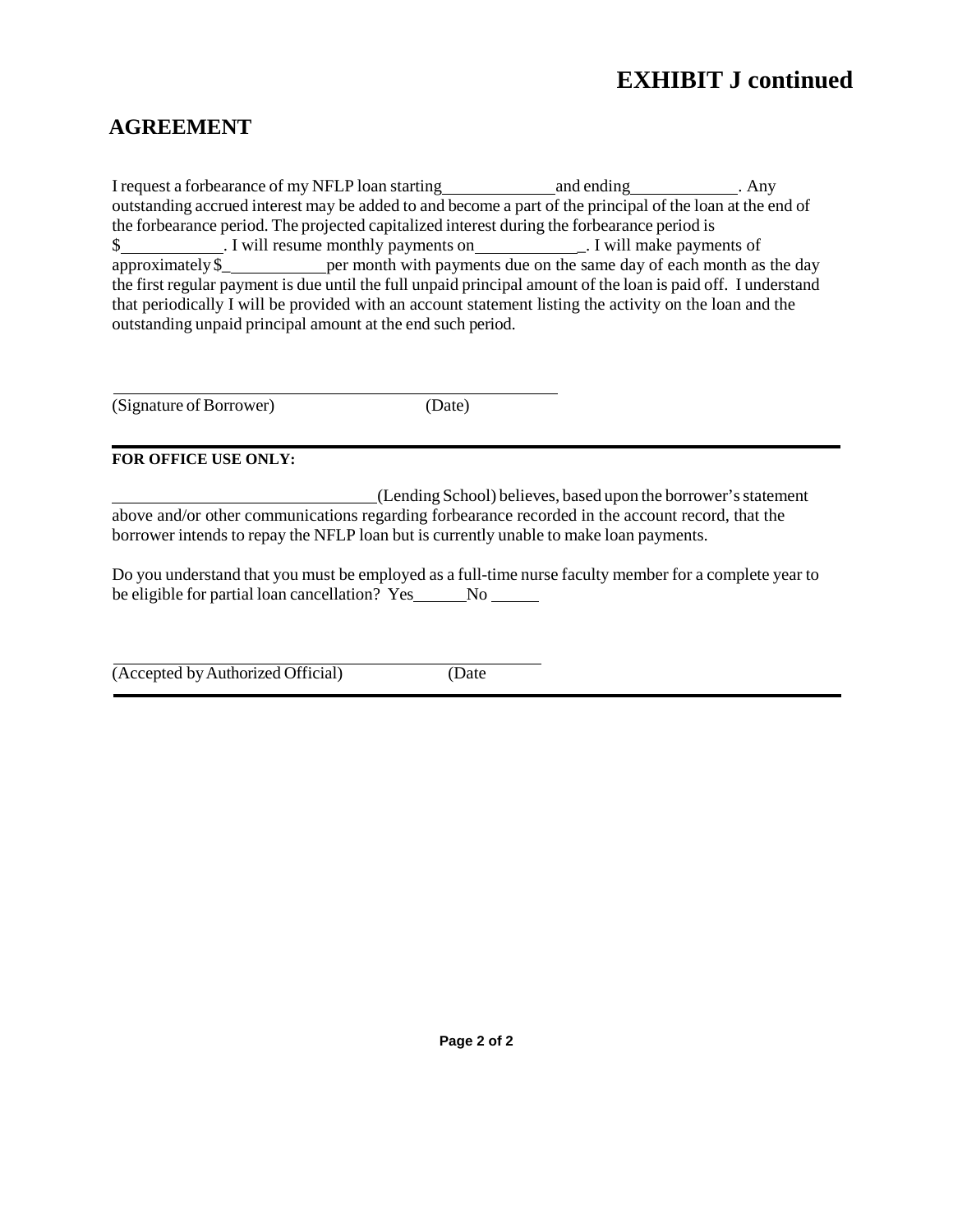# EXHIBIT J continued

## AGREEMENT

I request a forbearance of my NFLP loan starting____________and ending____________. Any outstanding accrued interest may be added to and become a part of the principal of the loan at the end of the forbearance period. The projected capitalized interest during the forbearance period is $____________. I will resume monthly payments on____________. I will make payments of approximately $____________per month with payments due on the same day of each month as the day the first regular payment is due until the full unpaid principal amount of the loan is paid off. I understand that periodically I will be provided with an account statement listing the activity on the loan and the outstanding unpaid principal amount at the end such period.

_______________________________________________

(Signature of Borrower) (Date)

---

**FOR OFFICE USE ONLY:**

______________________________(Lending School) believes, based upon the borrower's statement above and/or other communications regarding forbearance recorded in the account record, that the borrower intends to repay the NFLP loan but is currently unable to make loan payments.

Do you understand that you must be employed as a full-time nurse faculty member for a complete year to be eligible for partial loan cancellation? Yes______No ______

_______________________________________________

(Accepted by Authorized Official) (Date